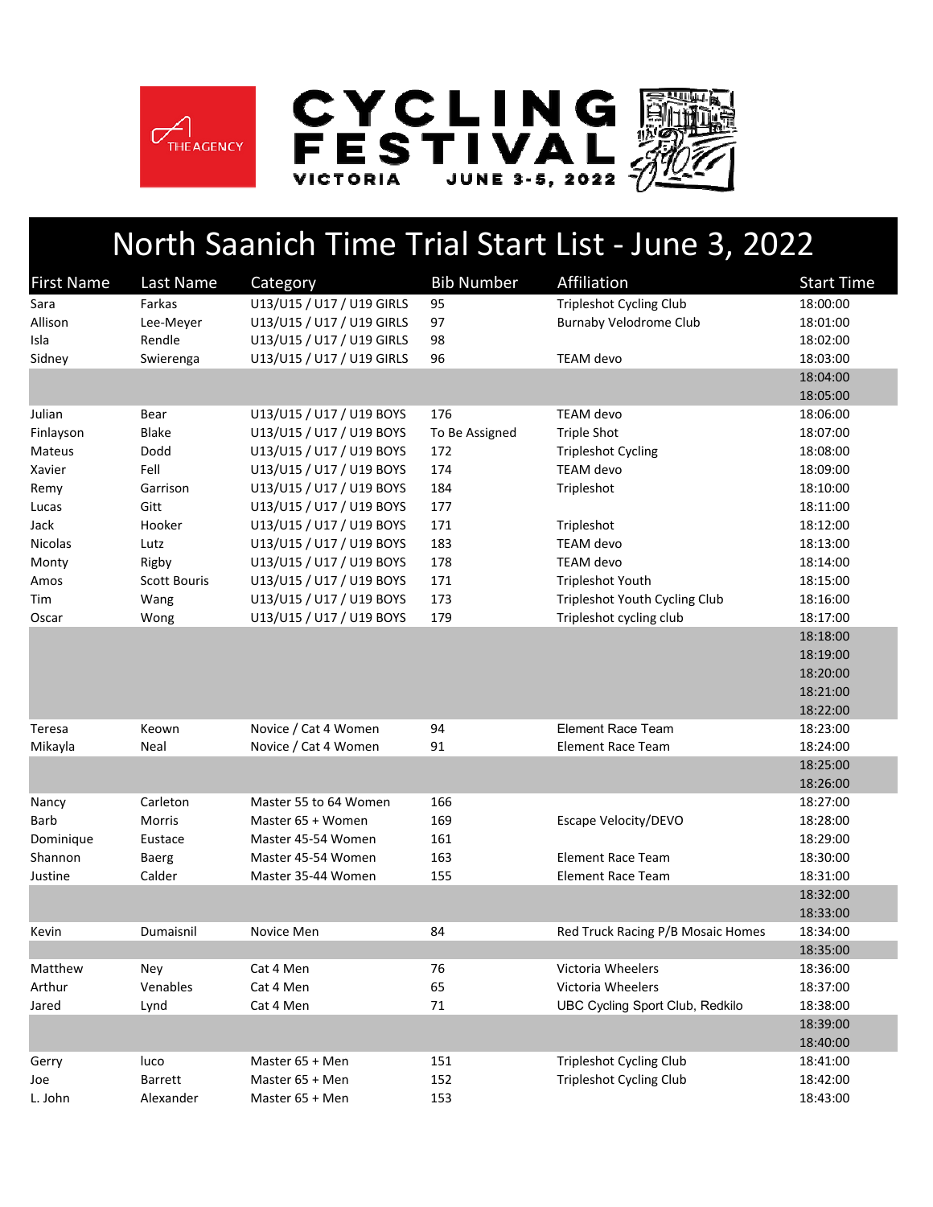THE AGENCY

CYCLING FESTIVAL VICTORIA JUNE 3-5, 2022

# North Saanich Time Trial Start List - June 3, 2022

| First Name | Last Name | Category | Bib Number | Affiliation | Start Time |
|---|---|---|---|---|---|
| Sara | Farkas | U13/U15 / U17 / U19 GIRLS | 95 | Tripleshot Cycling Club | 18:00:00 |
| Allison | Lee-Meyer | U13/U15 / U17 / U19 GIRLS | 97 | Burnaby Velodrome Club | 18:01:00 |
| Isla | Rendle | U13/U15 / U17 / U19 GIRLS | 98 | | 18:02:00 |
| Sidney | Swierenga | U13/U15 / U17 / U19 GIRLS | 96 | TEAM devo | 18:03:00 |
| | | | | | 18:04:00 |
| | | | | | 18:05:00 |
| Julian | Bear | U13/U15 / U17 / U19 BOYS | 176 | TEAM devo | 18:06:00 |
| Finlayson | Blake | U13/U15 / U17 / U19 BOYS | To Be Assigned | Triple Shot | 18:07:00 |
| Mateus | Dodd | U13/U15 / U17 / U19 BOYS | 172 | Tripleshot Cycling | 18:08:00 |
| Xavier | Fell | U13/U15 / U17 / U19 BOYS | 174 | TEAM devo | 18:09:00 |
| Remy | Garrison | U13/U15 / U17 / U19 BOYS | 184 | Tripleshot | 18:10:00 |
| Lucas | Gitt | U13/U15 / U17 / U19 BOYS | 177 | | 18:11:00 |
| Jack | Hooker | U13/U15 / U17 / U19 BOYS | 171 | Tripleshot | 18:12:00 |
| Nicolas | Lutz | U13/U15 / U17 / U19 BOYS | 183 | TEAM devo | 18:13:00 |
| Monty | Rigby | U13/U15 / U17 / U19 BOYS | 178 | TEAM devo | 18:14:00 |
| Amos | Scott Bouris | U13/U15 / U17 / U19 BOYS | 171 | Tripleshot Youth | 18:15:00 |
| Tim | Wang | U13/U15 / U17 / U19 BOYS | 173 | Tripleshot Youth Cycling Club | 18:16:00 |
| Oscar | Wong | U13/U15 / U17 / U19 BOYS | 179 | Tripleshot cycling club | 18:17:00 |
| | | | | | 18:18:00 |
| | | | | | 18:19:00 |
| | | | | | 18:20:00 |
| | | | | | 18:21:00 |
| | | | | | 18:22:00 |
| Teresa | Keown | Novice / Cat 4 Women | 94 | Element Race Team | 18:23:00 |
| Mikayla | Neal | Novice / Cat 4 Women | 91 | Element Race Team | 18:24:00 |
| | | | | | 18:25:00 |
| | | | | | 18:26:00 |
| Nancy | Carleton | Master 55 to 64 Women | 166 | | 18:27:00 |
| Barb | Morris | Master 65 + Women | 169 | Escape Velocity/DEVO | 18:28:00 |
| Dominique | Eustace | Master 45-54 Women | 161 | | 18:29:00 |
| Shannon | Baerg | Master 45-54 Women | 163 | Element Race Team | 18:30:00 |
| Justine | Calder | Master 35-44 Women | 155 | Element Race Team | 18:31:00 |
| | | | | | 18:32:00 |
| | | | | | 18:33:00 |
| Kevin | Dumaisnil | Novice Men | 84 | Red Truck Racing P/B Mosaic Homes | 18:34:00 |
| | | | | | 18:35:00 |
| Matthew | Ney | Cat 4 Men | 76 | Victoria Wheelers | 18:36:00 |
| Arthur | Venables | Cat 4 Men | 65 | Victoria Wheelers | 18:37:00 |
| Jared | Lynd | Cat 4 Men | 71 | UBC Cycling Sport Club, Redkilo | 18:38:00 |
| | | | | | 18:39:00 |
| | | | | | 18:40:00 |
| Gerry | luco | Master 65 + Men | 151 | Tripleshot Cycling Club | 18:41:00 |
| Joe | Barrett | Master 65 + Men | 152 | Tripleshot Cycling Club | 18:42:00 |
| L. John | Alexander | Master 65 + Men | 153 | | 18:43:00 |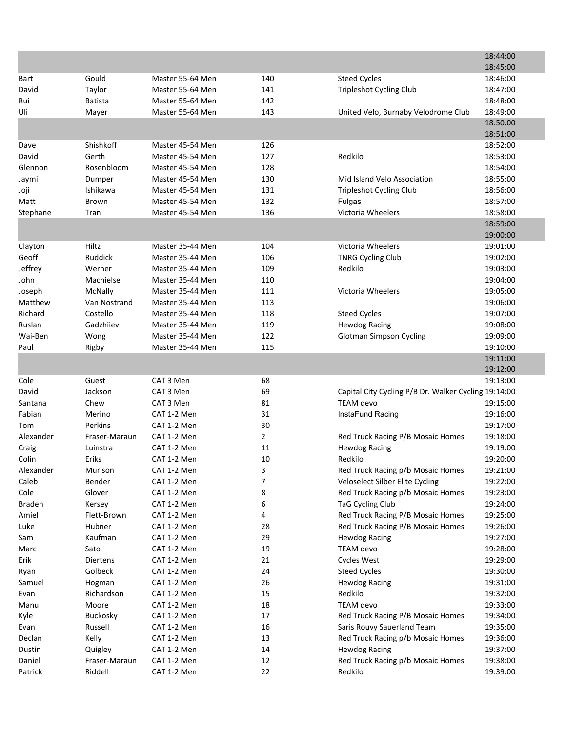| | | | | | |
|---|---|---|---|---|---|
| | | | | | 18:44:00 |
| | | | | | 18:45:00 |
| Bart | Gould | Master 55-64 Men | 140 | Steed Cycles | 18:46:00 |
| David | Taylor | Master 55-64 Men | 141 | Tripleshot Cycling Club | 18:47:00 |
| Rui | Batista | Master 55-64 Men | 142 | | 18:48:00 |
| Uli | Mayer | Master 55-64 Men | 143 | United Velo, Burnaby Velodrome Club | 18:49:00 |
| | | | | | 18:50:00 |
| | | | | | 18:51:00 |
| Dave | Shishkoff | Master 45-54 Men | 126 | | 18:52:00 |
| David | Gerth | Master 45-54 Men | 127 | Redkilo | 18:53:00 |
| Glennon | Rosenbloom | Master 45-54 Men | 128 | | 18:54:00 |
| Jaymi | Dumper | Master 45-54 Men | 130 | Mid Island Velo Association | 18:55:00 |
| Joji | Ishikawa | Master 45-54 Men | 131 | Tripleshot Cycling Club | 18:56:00 |
| Matt | Brown | Master 45-54 Men | 132 | Fulgas | 18:57:00 |
| Stephane | Tran | Master 45-54 Men | 136 | Victoria Wheelers | 18:58:00 |
| | | | | | 18:59:00 |
| | | | | | 19:00:00 |
| Clayton | Hiltz | Master 35-44 Men | 104 | Victoria Wheelers | 19:01:00 |
| Geoff | Ruddick | Master 35-44 Men | 106 | TNRG Cycling Club | 19:02:00 |
| Jeffrey | Werner | Master 35-44 Men | 109 | Redkilo | 19:03:00 |
| John | Machielse | Master 35-44 Men | 110 | | 19:04:00 |
| Joseph | McNally | Master 35-44 Men | 111 | Victoria Wheelers | 19:05:00 |
| Matthew | Van Nostrand | Master 35-44 Men | 113 | | 19:06:00 |
| Richard | Costello | Master 35-44 Men | 118 | Steed Cycles | 19:07:00 |
| Ruslan | Gadzhiiev | Master 35-44 Men | 119 | Hewdog Racing | 19:08:00 |
| Wai-Ben | Wong | Master 35-44 Men | 122 | Glotman Simpson Cycling | 19:09:00 |
| Paul | Rigby | Master 35-44 Men | 115 | | 19:10:00 |
| | | | | | 19:11:00 |
| | | | | | 19:12:00 |
| Cole | Guest | CAT 3 Men | 68 | | 19:13:00 |
| David | Jackson | CAT 3 Men | 69 | Capital City Cycling P/B Dr. Walker Cycling | 19:14:00 |
| Santana | Chew | CAT 3 Men | 81 | TEAM devo | 19:15:00 |
| Fabian | Merino | CAT 1-2 Men | 31 | InstaFund Racing | 19:16:00 |
| Tom | Perkins | CAT 1-2 Men | 30 | | 19:17:00 |
| Alexander | Fraser-Maraun | CAT 1-2 Men | 2 | Red Truck Racing P/B Mosaic Homes | 19:18:00 |
| Craig | Luinstra | CAT 1-2 Men | 11 | Hewdog Racing | 19:19:00 |
| Colin | Eriks | CAT 1-2 Men | 10 | Redkilo | 19:20:00 |
| Alexander | Murison | CAT 1-2 Men | 3 | Red Truck Racing p/b Mosaic Homes | 19:21:00 |
| Caleb | Bender | CAT 1-2 Men | 7 | Veloselect Silber Elite Cycling | 19:22:00 |
| Cole | Glover | CAT 1-2 Men | 8 | Red Truck Racing p/b Mosaic Homes | 19:23:00 |
| Braden | Kersey | CAT 1-2 Men | 6 | TaG Cycling Club | 19:24:00 |
| Amiel | Flett-Brown | CAT 1-2 Men | 4 | Red Truck Racing P/B Mosaic Homes | 19:25:00 |
| Luke | Hubner | CAT 1-2 Men | 28 | Red Truck Racing P/B Mosaic Homes | 19:26:00 |
| Sam | Kaufman | CAT 1-2 Men | 29 | Hewdog Racing | 19:27:00 |
| Marc | Sato | CAT 1-2 Men | 19 | TEAM devo | 19:28:00 |
| Erik | Diertens | CAT 1-2 Men | 21 | Cycles West | 19:29:00 |
| Ryan | Golbeck | CAT 1-2 Men | 24 | Steed Cycles | 19:30:00 |
| Samuel | Hogman | CAT 1-2 Men | 26 | Hewdog Racing | 19:31:00 |
| Evan | Richardson | CAT 1-2 Men | 15 | Redkilo | 19:32:00 |
| Manu | Moore | CAT 1-2 Men | 18 | TEAM devo | 19:33:00 |
| Kyle | Buckosky | CAT 1-2 Men | 17 | Red Truck Racing P/B Mosaic Homes | 19:34:00 |
| Evan | Russell | CAT 1-2 Men | 16 | Saris Rouvy Sauerland Team | 19:35:00 |
| Declan | Kelly | CAT 1-2 Men | 13 | Red Truck Racing p/b Mosaic Homes | 19:36:00 |
| Dustin | Quigley | CAT 1-2 Men | 14 | Hewdog Racing | 19:37:00 |
| Daniel | Fraser-Maraun | CAT 1-2 Men | 12 | Red Truck Racing p/b Mosaic Homes | 19:38:00 |
| Patrick | Riddell | CAT 1-2 Men | 22 | Redkilo | 19:39:00 |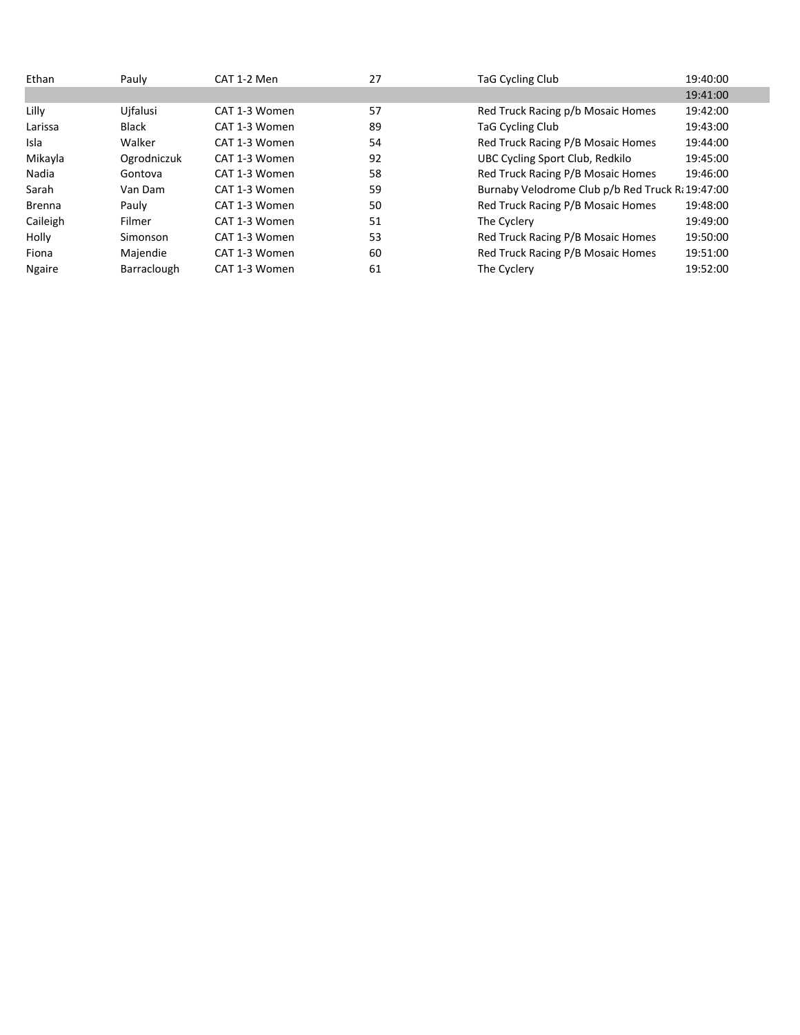| | | | | | |
|---|---|---|---|---|---|
| Ethan | Pauly | CAT 1-2 Men | 27 | TaG Cycling Club | 19:40:00 |
| | | | | | 19:41:00 |
| Lilly | Ujfalusi | CAT 1-3 Women | 57 | Red Truck Racing p/b Mosaic Homes | 19:42:00 |
| Larissa | Black | CAT 1-3 Women | 89 | TaG Cycling Club | 19:43:00 |
| Isla | Walker | CAT 1-3 Women | 54 | Red Truck Racing P/B Mosaic Homes | 19:44:00 |
| Mikayla | Ogrodniczuk | CAT 1-3 Women | 92 | UBC Cycling Sport Club, Redkilo | 19:45:00 |
| Nadia | Gontova | CAT 1-3 Women | 58 | Red Truck Racing P/B Mosaic Homes | 19:46:00 |
| Sarah | Van Dam | CAT 1-3 Women | 59 | Burnaby Velodrome Club p/b Red Truck Ra | 19:47:00 |
| Brenna | Pauly | CAT 1-3 Women | 50 | Red Truck Racing P/B Mosaic Homes | 19:48:00 |
| Caileigh | Filmer | CAT 1-3 Women | 51 | The Cyclery | 19:49:00 |
| Holly | Simonson | CAT 1-3 Women | 53 | Red Truck Racing P/B Mosaic Homes | 19:50:00 |
| Fiona | Majendie | CAT 1-3 Women | 60 | Red Truck Racing P/B Mosaic Homes | 19:51:00 |
| Ngaire | Barraclough | CAT 1-3 Women | 61 | The Cyclery | 19:52:00 |